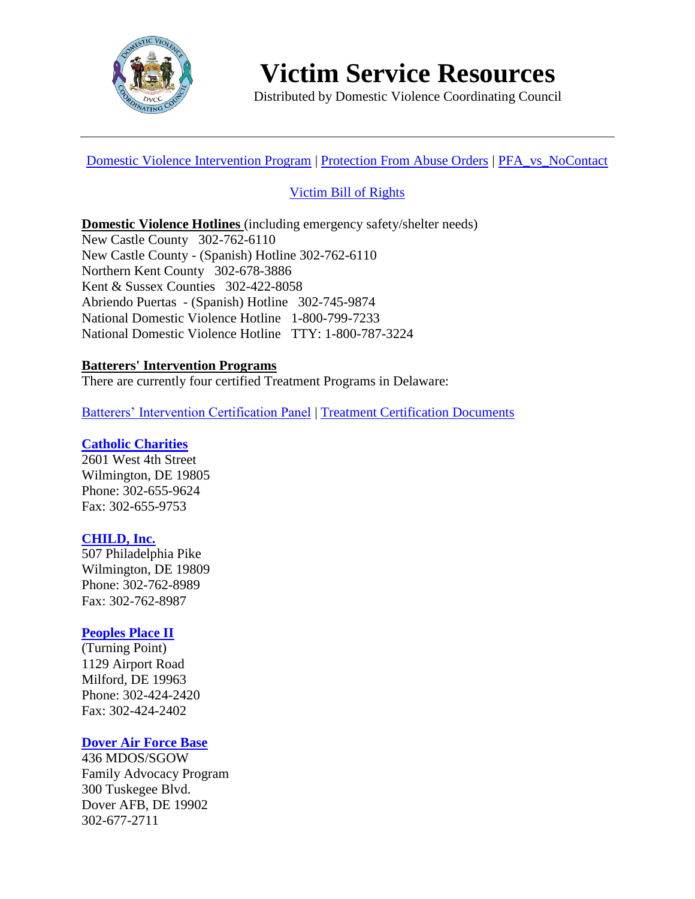# Victim Service Resources

Distributed by Domestic Violence Coordinating Council

---

Domestic Violence Intervention Program | Protection From Abuse Orders | PFA_vs_NoContact

Victim Bill of Rights

**Domestic Violence Hotlines** (including emergency safety/shelter needs)

New Castle County 302-762-6110
New Castle County - (Spanish) Hotline 302-762-6110
Northern Kent County 302-678-3886
Kent & Sussex Counties 302-422-8058
Abriendo Puertas - (Spanish) Hotline 302-745-9874
National Domestic Violence Hotline 1-800-799-7233
National Domestic Violence Hotline TTY: 1-800-787-3224

**Batterers' Intervention Programs**

There are currently four certified Treatment Programs in Delaware:

Batterers' Intervention Certification Panel | Treatment Certification Documents

**Catholic Charities**
2601 West 4th Street
Wilmington, DE 19805
Phone: 302-655-9624
Fax: 302-655-9753

**CHILD, Inc.**
507 Philadelphia Pike
Wilmington, DE 19809
Phone: 302-762-8989
Fax: 302-762-8987

**Peoples Place II**
(Turning Point)
1129 Airport Road
Milford, DE 19963
Phone: 302-424-2420
Fax: 302-424-2402

**Dover Air Force Base**
436 MDOS/SGOW
Family Advocacy Program
300 Tuskegee Blvd.
Dover AFB, DE 19902
302-677-2711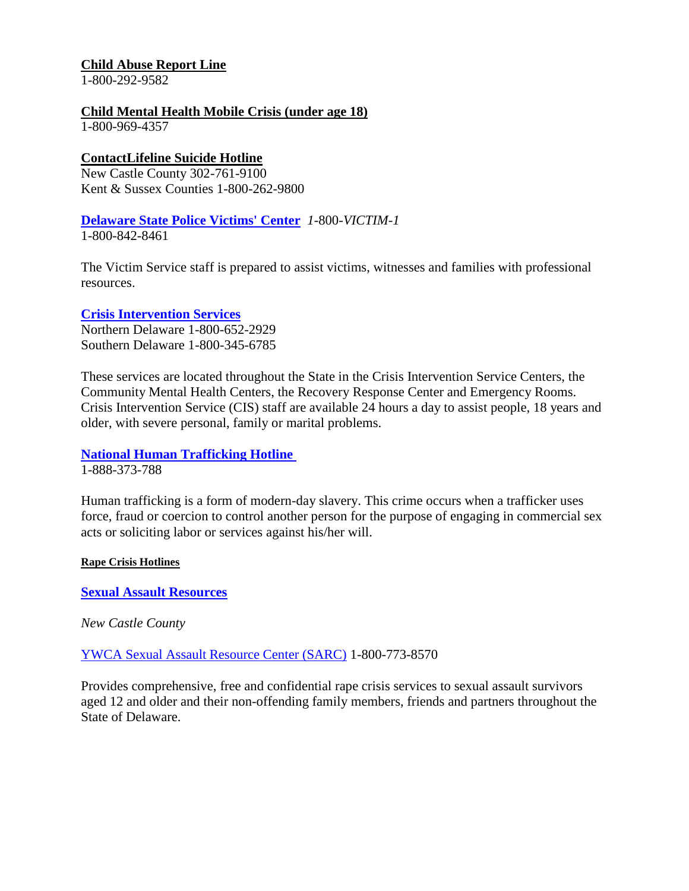**Child Abuse Report Line**
1-800-292-9582

**Child Mental Health Mobile Crisis (under age 18)**
1-800-969-4357

**ContactLifeline Suicide Hotline**
New Castle County 302-761-9100
Kent & Sussex Counties 1-800-262-9800

**Delaware State Police Victims' Center** *1-800-VICTIM-1*
1-800-842-8461

The Victim Service staff is prepared to assist victims, witnesses and families with professional resources.

**Crisis Intervention Services**
Northern Delaware 1-800-652-2929
Southern Delaware 1-800-345-6785

These services are located throughout the State in the Crisis Intervention Service Centers, the Community Mental Health Centers, the Recovery Response Center and Emergency Rooms. Crisis Intervention Service (CIS) staff are available 24 hours a day to assist people, 18 years and older, with severe personal, family or marital problems.

**National Human Trafficking Hotline**
1-888-373-788

Human trafficking is a form of modern-day slavery. This crime occurs when a trafficker uses force, fraud or coercion to control another person for the purpose of engaging in commercial sex acts or soliciting labor or services against his/her will.

**Rape Crisis Hotlines**

**Sexual Assault Resources**

*New Castle County*

YWCA Sexual Assault Resource Center (SARC) 1-800-773-8570

Provides comprehensive, free and confidential rape crisis services to sexual assault survivors aged 12 and older and their non-offending family members, friends and partners throughout the State of Delaware.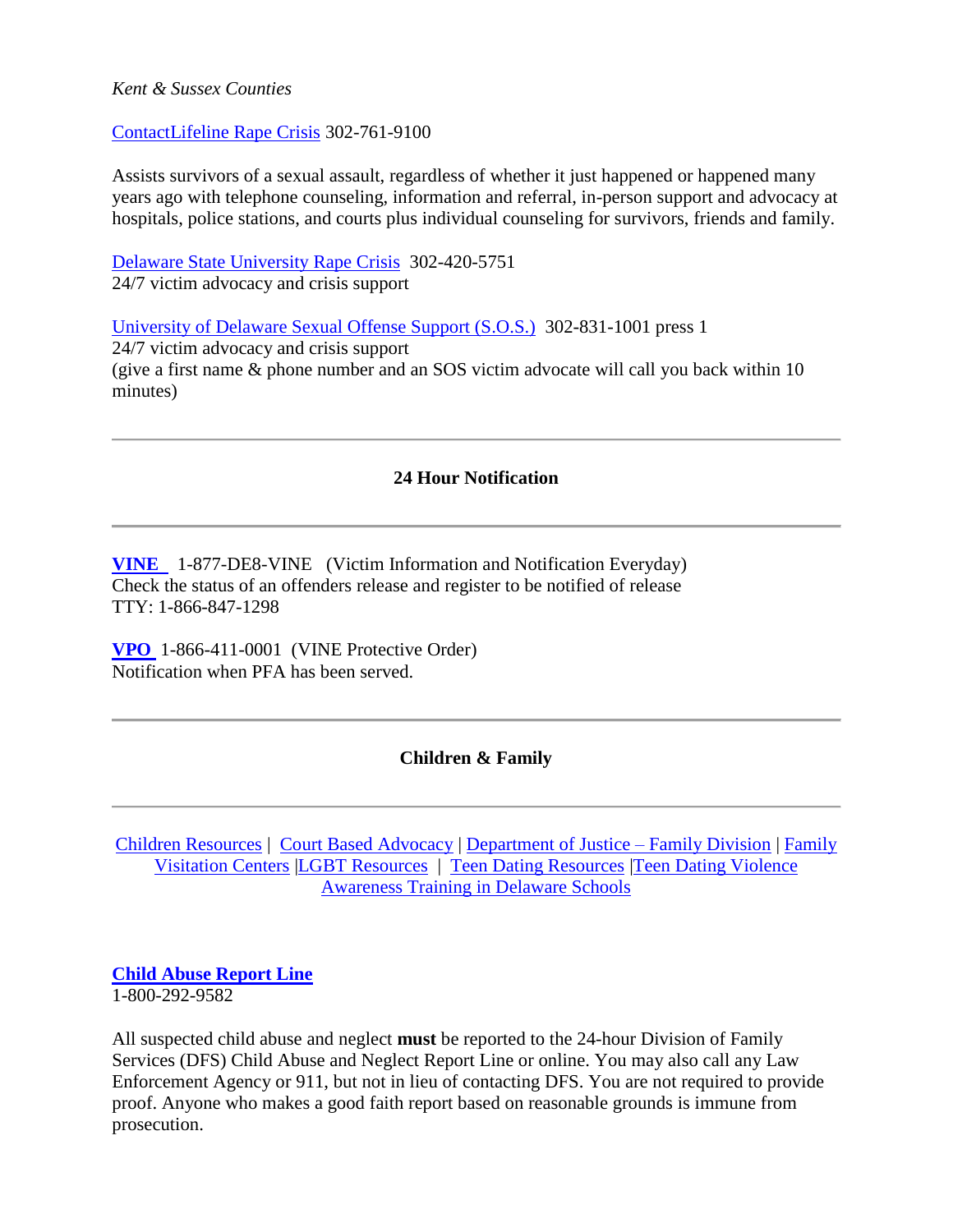*Kent & Sussex Counties*

ContactLifeline Rape Crisis 302-761-9100

Assists survivors of a sexual assault, regardless of whether it just happened or happened many years ago with telephone counseling, information and referral, in-person support and advocacy at hospitals, police stations, and courts plus individual counseling for survivors, friends and family.

Delaware State University Rape Crisis 302-420-5751
24/7 victim advocacy and crisis support

University of Delaware Sexual Offense Support (S.O.S.) 302-831-1001 press 1
24/7 victim advocacy and crisis support
(give a first name & phone number and an SOS victim advocate will call you back within 10 minutes)

---

## 24 Hour Notification

---

**VINE** 1-877-DE8-VINE (Victim Information and Notification Everyday)
Check the status of an offenders release and register to be notified of release
TTY: 1-866-847-1298

**VPO** 1-866-411-0001 (VINE Protective Order)
Notification when PFA has been served.

---

## Children & Family

---

Children Resources | Court Based Advocacy | Department of Justice – Family Division | Family Visitation Centers |LGBT Resources | Teen Dating Resources |Teen Dating Violence Awareness Training in Delaware Schools

**Child Abuse Report Line**
1-800-292-9582

All suspected child abuse and neglect **must** be reported to the 24-hour Division of Family Services (DFS) Child Abuse and Neglect Report Line or online. You may also call any Law Enforcement Agency or 911, but not in lieu of contacting DFS. You are not required to provide proof. Anyone who makes a good faith report based on reasonable grounds is immune from prosecution.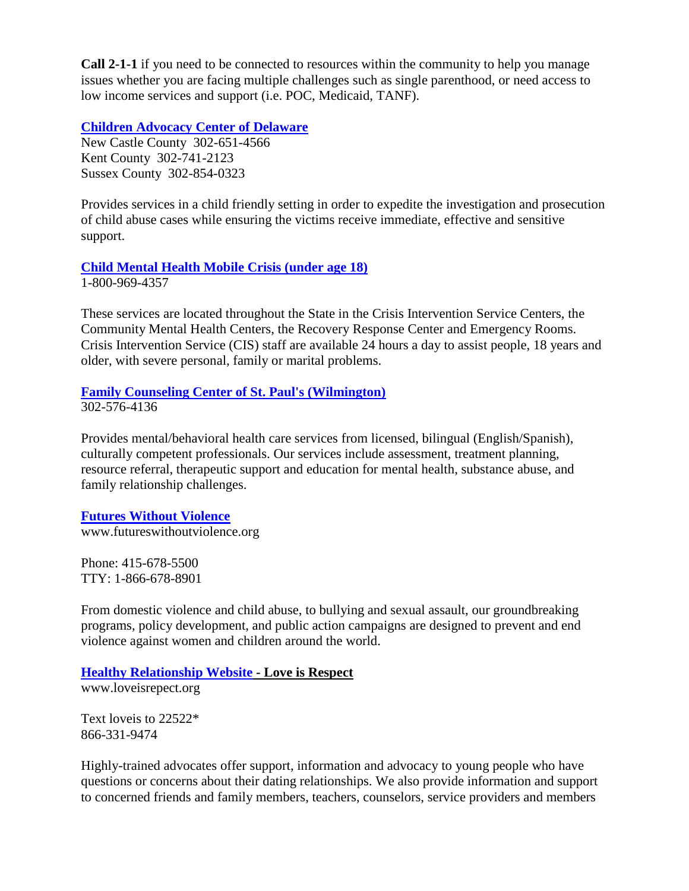**Call 2-1-1** if you need to be connected to resources within the community to help you manage issues whether you are facing multiple challenges such as single parenthood, or need access to low income services and support (i.e. POC, Medicaid, TANF).

**Children Advocacy Center of Delaware**
New Castle County 302-651-4566
Kent County 302-741-2123
Sussex County 302-854-0323

Provides services in a child friendly setting in order to expedite the investigation and prosecution of child abuse cases while ensuring the victims receive immediate, effective and sensitive support.

**Child Mental Health Mobile Crisis (under age 18)**
1-800-969-4357

These services are located throughout the State in the Crisis Intervention Service Centers, the Community Mental Health Centers, the Recovery Response Center and Emergency Rooms. Crisis Intervention Service (CIS) staff are available 24 hours a day to assist people, 18 years and older, with severe personal, family or marital problems.

**Family Counseling Center of St. Paul's (Wilmington)**
302-576-4136

Provides mental/behavioral health care services from licensed, bilingual (English/Spanish), culturally competent professionals. Our services include assessment, treatment planning, resource referral, therapeutic support and education for mental health, substance abuse, and family relationship challenges.

**Futures Without Violence**
www.futureswithoutviolence.org

Phone: 415-678-5500
TTY: 1-866-678-8901

From domestic violence and child abuse, to bullying and sexual assault, our groundbreaking programs, policy development, and public action campaigns are designed to prevent and end violence against women and children around the world.

**Healthy Relationship Website - Love is Respect**
www.loveisrepect.org

Text loveis to 22522*
866-331-9474

Highly-trained advocates offer support, information and advocacy to young people who have questions or concerns about their dating relationships. We also provide information and support to concerned friends and family members, teachers, counselors, service providers and members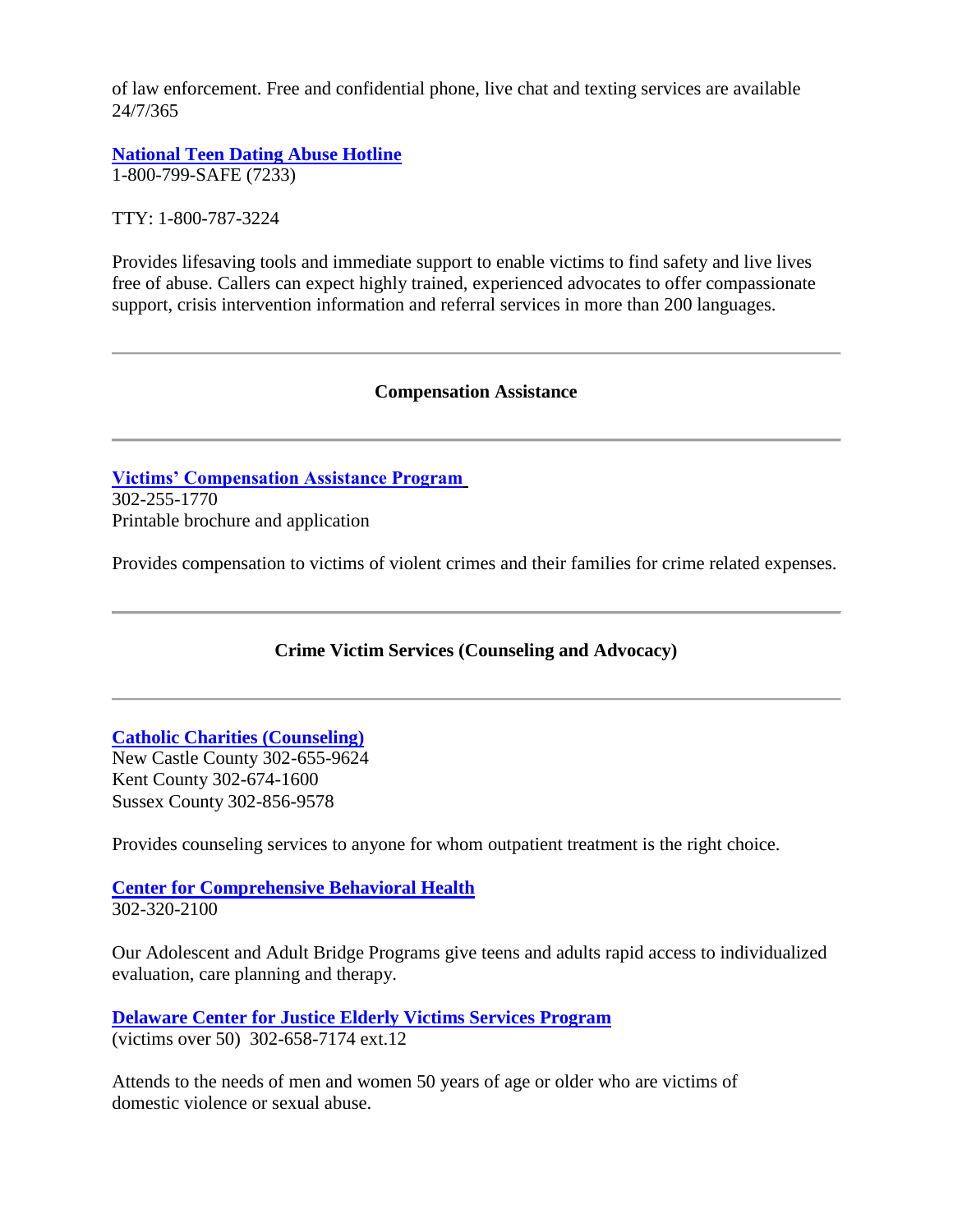of law enforcement. Free and confidential phone, live chat and texting services are available 24/7/365

**National Teen Dating Abuse Hotline**
1-800-799-SAFE (7233)

TTY: 1-800-787-3224

Provides lifesaving tools and immediate support to enable victims to find safety and live lives free of abuse. Callers can expect highly trained, experienced advocates to offer compassionate support, crisis intervention information and referral services in more than 200 languages.

---

## Compensation Assistance

---

**Victims' Compensation Assistance Program**
302-255-1770
Printable brochure and application

Provides compensation to victims of violent crimes and their families for crime related expenses.

---

## Crime Victim Services (Counseling and Advocacy)

---

**Catholic Charities (Counseling)**
New Castle County 302-655-9624
Kent County 302-674-1600
Sussex County 302-856-9578

Provides counseling services to anyone for whom outpatient treatment is the right choice.

**Center for Comprehensive Behavioral Health**
302-320-2100

Our Adolescent and Adult Bridge Programs give teens and adults rapid access to individualized evaluation, care planning and therapy.

**Delaware Center for Justice Elderly Victims Services Program**
(victims over 50) 302-658-7174 ext.12

Attends to the needs of men and women 50 years of age or older who are victims of domestic violence or sexual abuse.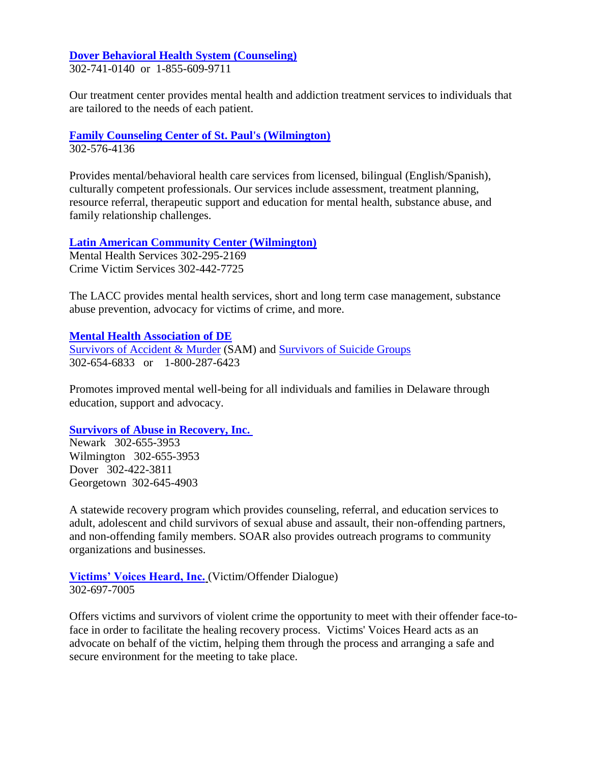**Dover Behavioral Health System (Counseling)**
302-741-0140 or 1-855-609-9711

Our treatment center provides mental health and addiction treatment services to individuals that are tailored to the needs of each patient.

**Family Counseling Center of St. Paul's (Wilmington)**
302-576-4136

Provides mental/behavioral health care services from licensed, bilingual (English/Spanish), culturally competent professionals. Our services include assessment, treatment planning, resource referral, therapeutic support and education for mental health, substance abuse, and family relationship challenges.

**Latin American Community Center (Wilmington)**
Mental Health Services 302-295-2169
Crime Victim Services 302-442-7725

The LACC provides mental health services, short and long term case management, substance abuse prevention, advocacy for victims of crime, and more.

**Mental Health Association of DE**
Survivors of Accident & Murder (SAM) and Survivors of Suicide Groups
302-654-6833 or 1-800-287-6423

Promotes improved mental well-being for all individuals and families in Delaware through education, support and advocacy.

**Survivors of Abuse in Recovery, Inc.**
Newark 302-655-3953
Wilmington 302-655-3953
Dover 302-422-3811
Georgetown 302-645-4903

A statewide recovery program which provides counseling, referral, and education services to adult, adolescent and child survivors of sexual abuse and assault, their non-offending partners, and non-offending family members. SOAR also provides outreach programs to community organizations and businesses.

**Victims' Voices Heard, Inc.** (Victim/Offender Dialogue)
302-697-7005

Offers victims and survivors of violent crime the opportunity to meet with their offender face-to-face in order to facilitate the healing recovery process. Victims' Voices Heard acts as an advocate on behalf of the victim, helping them through the process and arranging a safe and secure environment for the meeting to take place.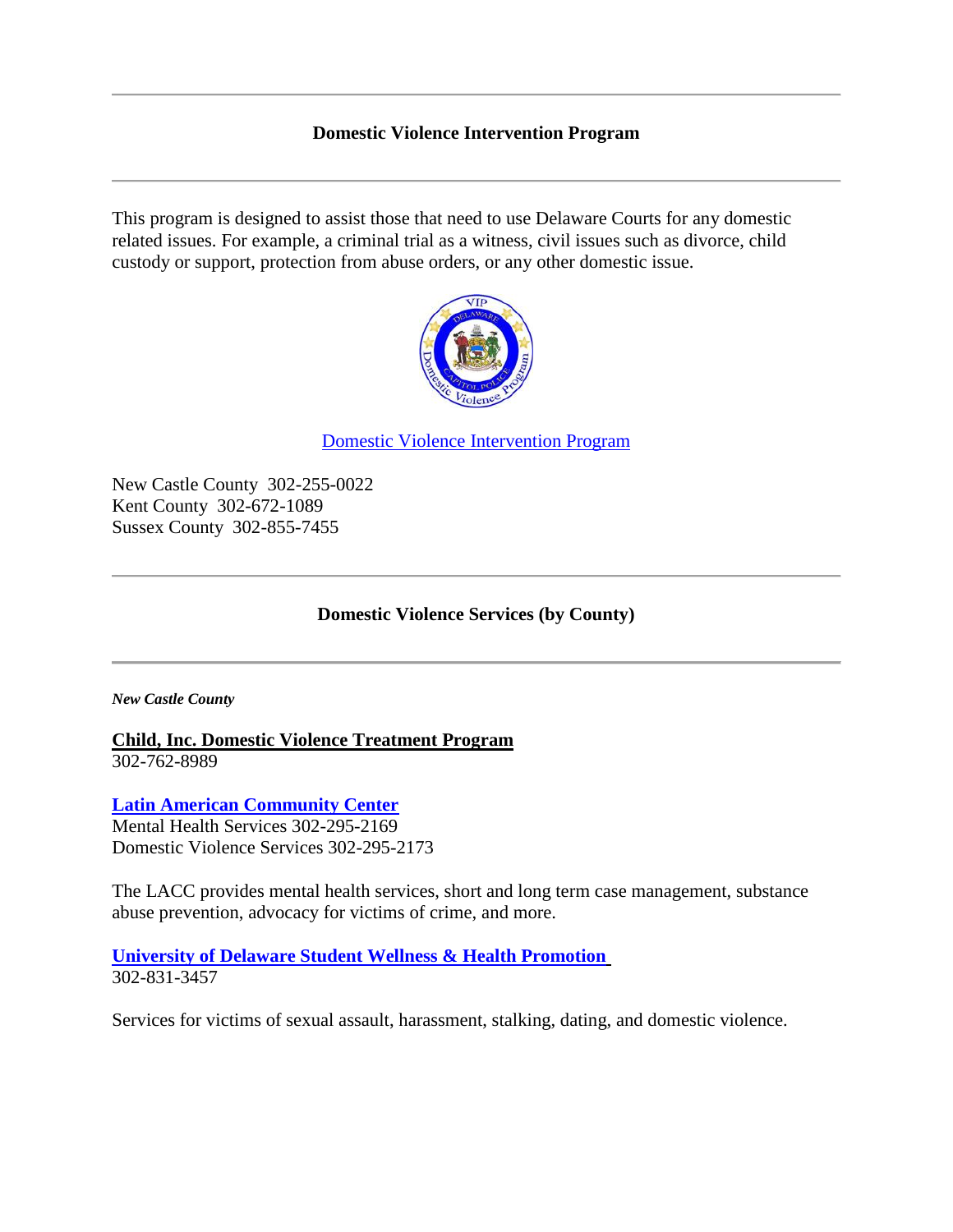## Domestic Violence Intervention Program

This program is designed to assist those that need to use Delaware Courts for any domestic related issues. For example, a criminal trial as a witness, civil issues such as divorce, child custody or support, protection from abuse orders, or any other domestic issue.

Domestic Violence Intervention Program

New Castle County 302-255-0022
Kent County 302-672-1089
Sussex County 302-855-7455

## Domestic Violence Services (by County)

***New Castle County***

**Child, Inc. Domestic Violence Treatment Program**
302-762-8989

**Latin American Community Center**
Mental Health Services 302-295-2169
Domestic Violence Services 302-295-2173

The LACC provides mental health services, short and long term case management, substance abuse prevention, advocacy for victims of crime, and more.

**University of Delaware Student Wellness & Health Promotion**
302-831-3457

Services for victims of sexual assault, harassment, stalking, dating, and domestic violence.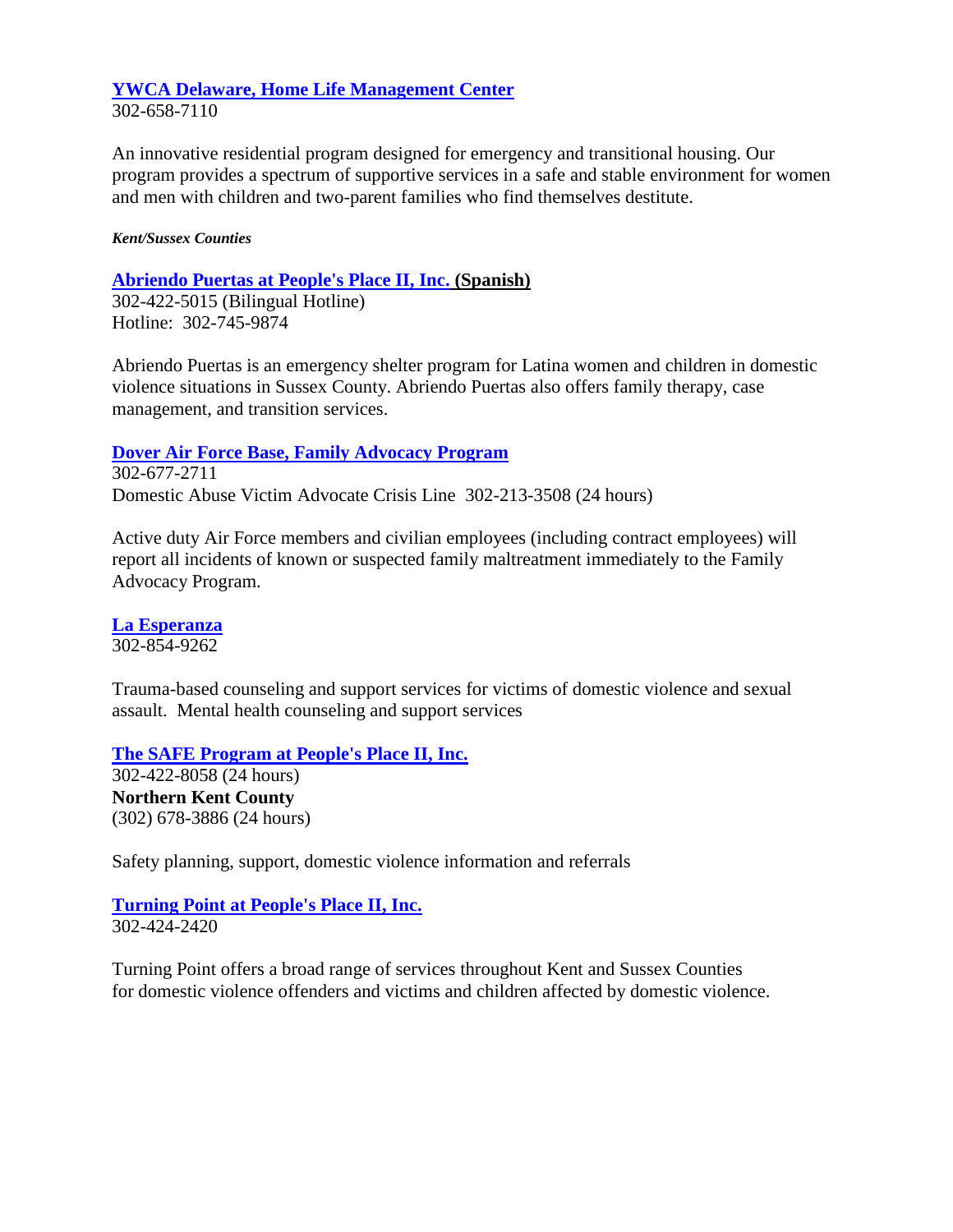**YWCA Delaware, Home Life Management Center**
302-658-7110

An innovative residential program designed for emergency and transitional housing. Our program provides a spectrum of supportive services in a safe and stable environment for women and men with children and two-parent families who find themselves destitute.

***Kent/Sussex Counties***

**Abriendo Puertas at People's Place II, Inc. (Spanish)**
302-422-5015 (Bilingual Hotline)
Hotline: 302-745-9874

Abriendo Puertas is an emergency shelter program for Latina women and children in domestic violence situations in Sussex County. Abriendo Puertas also offers family therapy, case management, and transition services.

**Dover Air Force Base, Family Advocacy Program**
302-677-2711
Domestic Abuse Victim Advocate Crisis Line 302-213-3508 (24 hours)

Active duty Air Force members and civilian employees (including contract employees) will report all incidents of known or suspected family maltreatment immediately to the Family Advocacy Program.

**La Esperanza**
302-854-9262

Trauma-based counseling and support services for victims of domestic violence and sexual assault. Mental health counseling and support services

**The SAFE Program at People's Place II, Inc.**
302-422-8058 (24 hours)
**Northern Kent County**
(302) 678-3886 (24 hours)

Safety planning, support, domestic violence information and referrals

**Turning Point at People's Place II, Inc.**
302-424-2420

Turning Point offers a broad range of services throughout Kent and Sussex Counties for domestic violence offenders and victims and children affected by domestic violence.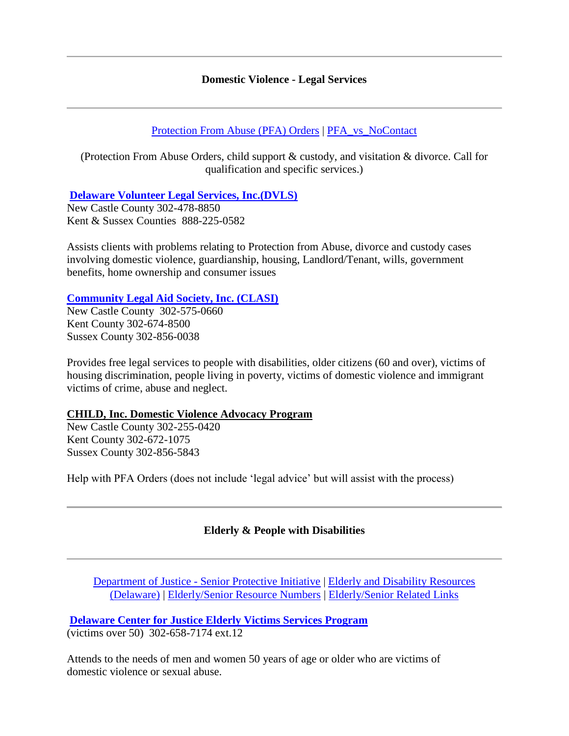---

## Domestic Violence - Legal Services

---

Protection From Abuse (PFA) Orders | PFA_vs_NoContact

(Protection From Abuse Orders, child support & custody, and visitation & divorce. Call for qualification and specific services.)

**Delaware Volunteer Legal Services, Inc.(DVLS)**
New Castle County 302-478-8850
Kent & Sussex Counties 888-225-0582

Assists clients with problems relating to Protection from Abuse, divorce and custody cases involving domestic violence, guardianship, housing, Landlord/Tenant, wills, government benefits, home ownership and consumer issues

**Community Legal Aid Society, Inc. (CLASI)**
New Castle County 302-575-0660
Kent County 302-674-8500
Sussex County 302-856-0038

Provides free legal services to people with disabilities, older citizens (60 and over), victims of housing discrimination, people living in poverty, victims of domestic violence and immigrant victims of crime, abuse and neglect.

**CHILD, Inc. Domestic Violence Advocacy Program**
New Castle County 302-255-0420
Kent County 302-672-1075
Sussex County 302-856-5843

Help with PFA Orders (does not include 'legal advice' but will assist with the process)

---

## Elderly & People with Disabilities

---

Department of Justice - Senior Protective Initiative | Elderly and Disability Resources (Delaware) | Elderly/Senior Resource Numbers | Elderly/Senior Related Links

**Delaware Center for Justice Elderly Victims Services Program**
(victims over 50) 302-658-7174 ext.12

Attends to the needs of men and women 50 years of age or older who are victims of domestic violence or sexual abuse.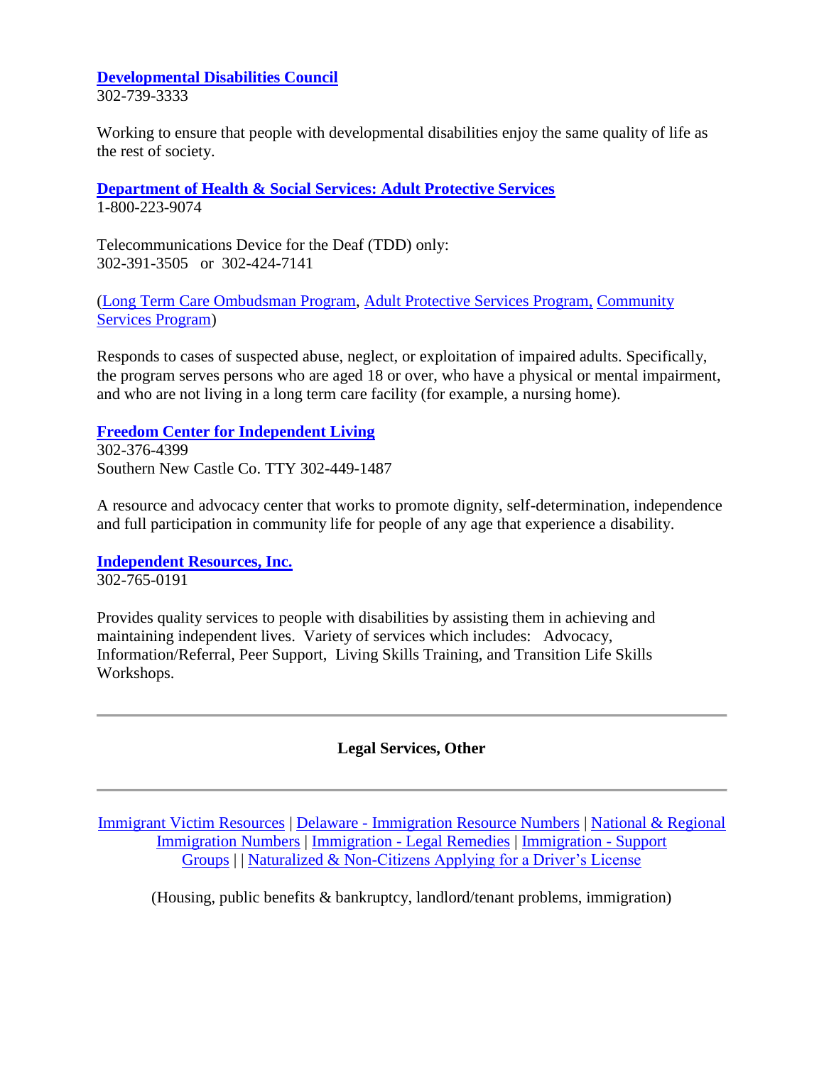**Developmental Disabilities Council**
302-739-3333

Working to ensure that people with developmental disabilities enjoy the same quality of life as the rest of society.

**Department of Health & Social Services: Adult Protective Services**
1-800-223-9074

Telecommunications Device for the Deaf (TDD) only:
302-391-3505 or 302-424-7141

(Long Term Care Ombudsman Program, Adult Protective Services Program, Community Services Program)

Responds to cases of suspected abuse, neglect, or exploitation of impaired adults. Specifically, the program serves persons who are aged 18 or over, who have a physical or mental impairment, and who are not living in a long term care facility (for example, a nursing home).

**Freedom Center for Independent Living**
302-376-4399
Southern New Castle Co. TTY 302-449-1487

A resource and advocacy center that works to promote dignity, self-determination, independence and full participation in community life for people of any age that experience a disability.

**Independent Resources, Inc.**
302-765-0191

Provides quality services to people with disabilities by assisting them in achieving and maintaining independent lives. Variety of services which includes: Advocacy, Information/Referral, Peer Support, Living Skills Training, and Transition Life Skills Workshops.

---

## Legal Services, Other

---

Immigrant Victim Resources | Delaware - Immigration Resource Numbers | National & Regional Immigration Numbers | Immigration - Legal Remedies | Immigration - Support Groups | | Naturalized & Non-Citizens Applying for a Driver's License

(Housing, public benefits & bankruptcy, landlord/tenant problems, immigration)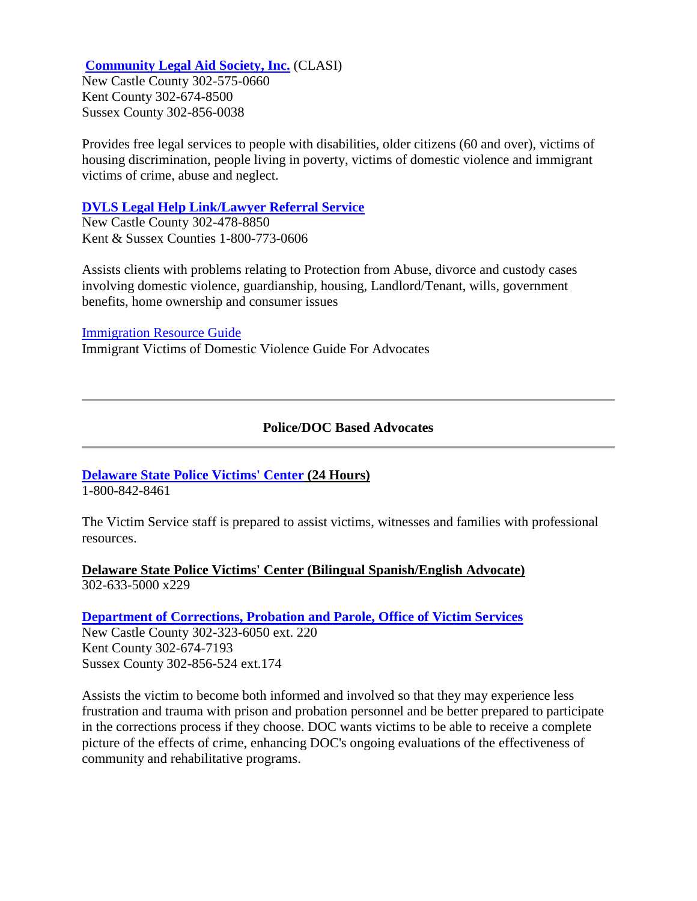**Community Legal Aid Society, Inc.** (CLASI)
New Castle County 302-575-0660
Kent County 302-674-8500
Sussex County 302-856-0038

Provides free legal services to people with disabilities, older citizens (60 and over), victims of housing discrimination, people living in poverty, victims of domestic violence and immigrant victims of crime, abuse and neglect.

**DVLS Legal Help Link/Lawyer Referral Service**
New Castle County 302-478-8850
Kent & Sussex Counties 1-800-773-0606

Assists clients with problems relating to Protection from Abuse, divorce and custody cases involving domestic violence, guardianship, housing, Landlord/Tenant, wills, government benefits, home ownership and consumer issues

Immigration Resource Guide
Immigrant Victims of Domestic Violence Guide For Advocates

---

## Police/DOC Based Advocates

---

**Delaware State Police Victims' Center (24 Hours)**
1-800-842-8461

The Victim Service staff is prepared to assist victims, witnesses and families with professional resources.

**Delaware State Police Victims' Center (Bilingual Spanish/English Advocate)**
302-633-5000 x229

**Department of Corrections, Probation and Parole, Office of Victim Services**
New Castle County 302-323-6050 ext. 220
Kent County 302-674-7193
Sussex County 302-856-524 ext.174

Assists the victim to become both informed and involved so that they may experience less frustration and trauma with prison and probation personnel and be better prepared to participate in the corrections process if they choose. DOC wants victims to be able to receive a complete picture of the effects of crime, enhancing DOC's ongoing evaluations of the effectiveness of community and rehabilitative programs.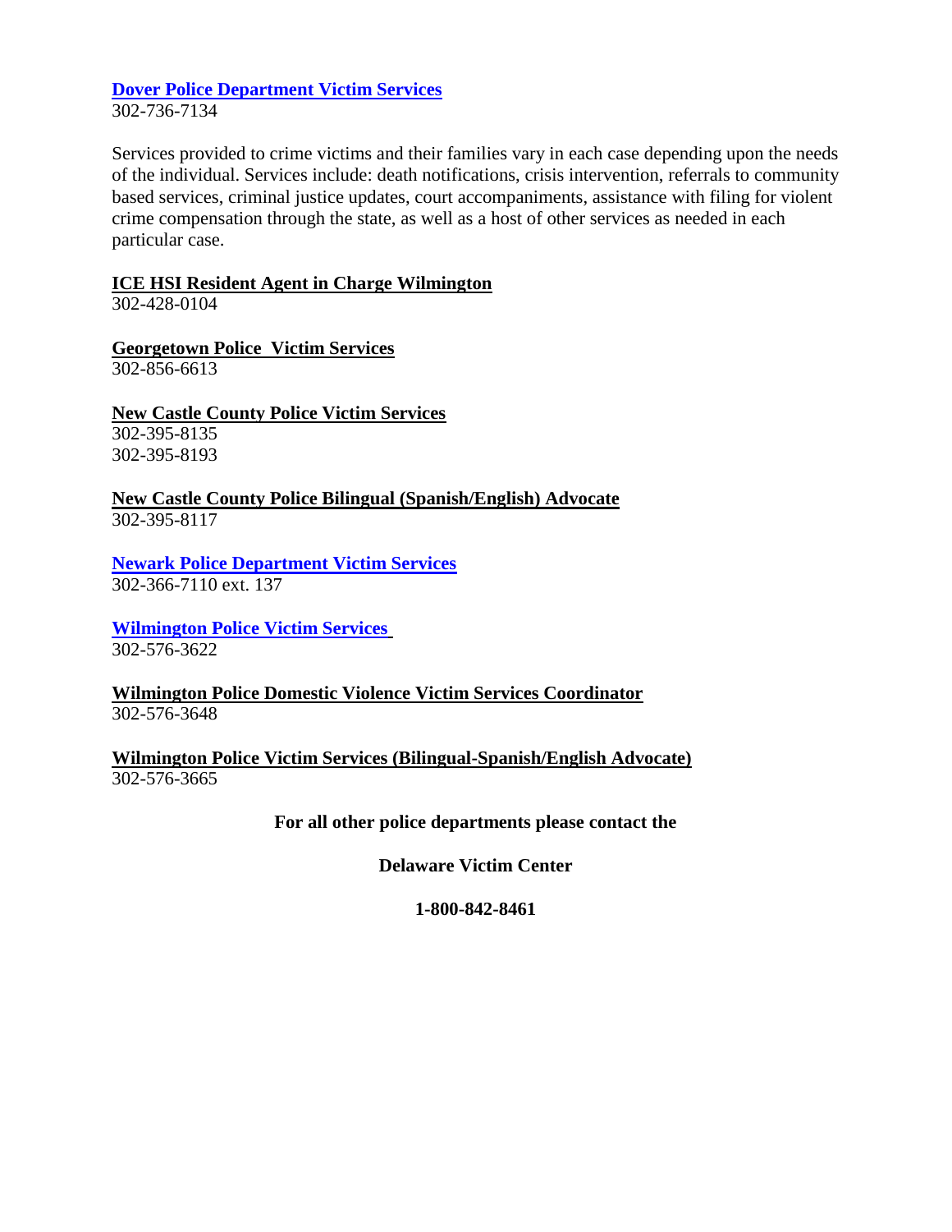**Dover Police Department Victim Services**
302-736-7134

Services provided to crime victims and their families vary in each case depending upon the needs of the individual. Services include: death notifications, crisis intervention, referrals to community based services, criminal justice updates, court accompaniments, assistance with filing for violent crime compensation through the state, as well as a host of other services as needed in each particular case.

**ICE HSI Resident Agent in Charge Wilmington**
302-428-0104

**Georgetown Police Victim Services**
302-856-6613

**New Castle County Police Victim Services**
302-395-8135
302-395-8193

**New Castle County Police Bilingual (Spanish/English) Advocate**
302-395-8117

**Newark Police Department Victim Services**
302-366-7110 ext. 137

**Wilmington Police Victim Services**
302-576-3622

**Wilmington Police Domestic Violence Victim Services Coordinator**
302-576-3648

**Wilmington Police Victim Services (Bilingual-Spanish/English Advocate)**
302-576-3665

**For all other police departments please contact the**

**Delaware Victim Center**

**1-800-842-8461**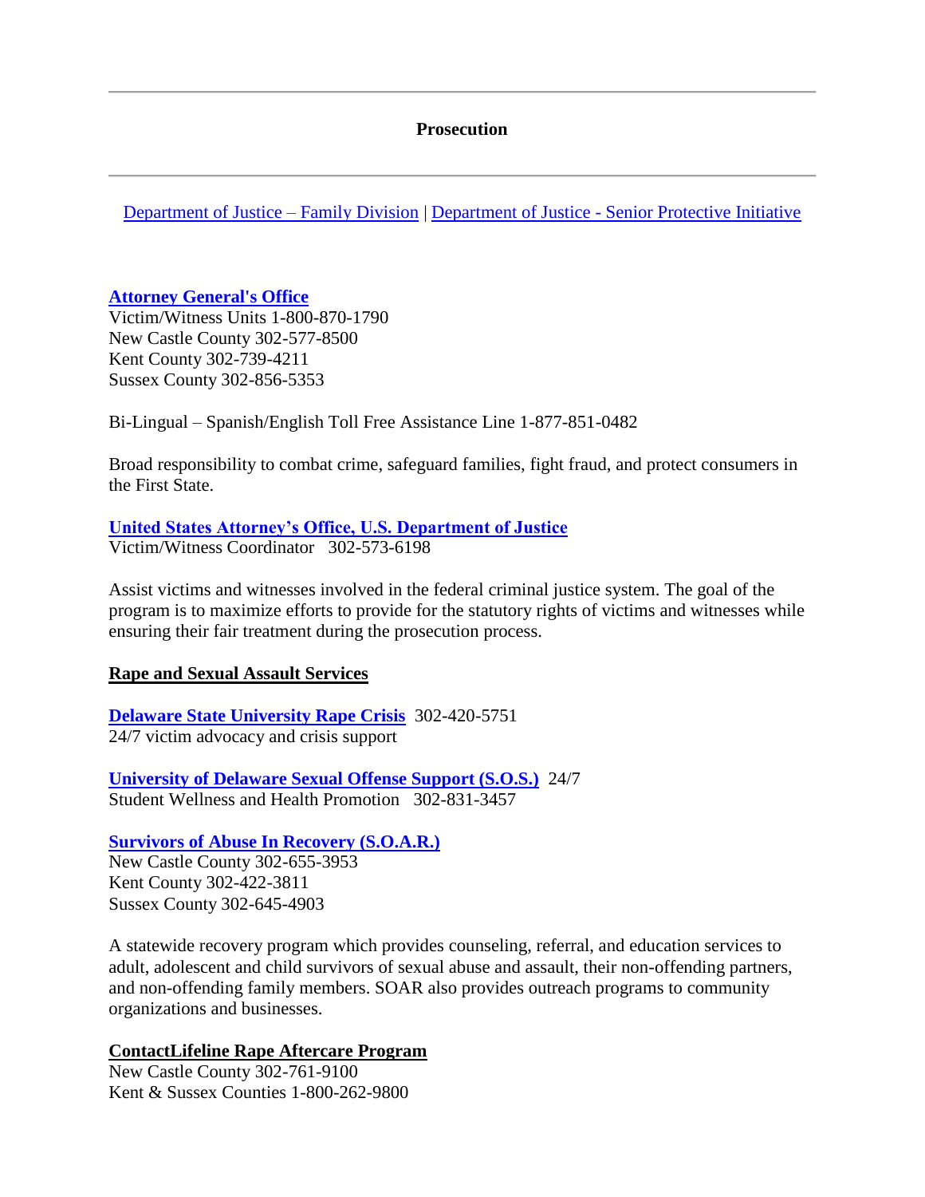---

**Prosecution**

---

Department of Justice – Family Division | Department of Justice - Senior Protective Initiative

**Attorney General's Office**
Victim/Witness Units 1-800-870-1790
New Castle County 302-577-8500
Kent County 302-739-4211
Sussex County 302-856-5353

Bi-Lingual – Spanish/English Toll Free Assistance Line 1-877-851-0482

Broad responsibility to combat crime, safeguard families, fight fraud, and protect consumers in the First State.

**United States Attorney's Office, U.S. Department of Justice**
Victim/Witness Coordinator 302-573-6198

Assist victims and witnesses involved in the federal criminal justice system. The goal of the program is to maximize efforts to provide for the statutory rights of victims and witnesses while ensuring their fair treatment during the prosecution process.

**Rape and Sexual Assault Services**

**Delaware State University Rape Crisis** 302-420-5751
24/7 victim advocacy and crisis support

**University of Delaware Sexual Offense Support (S.O.S.)** 24/7
Student Wellness and Health Promotion 302-831-3457

**Survivors of Abuse In Recovery (S.O.A.R.)**
New Castle County 302-655-3953
Kent County 302-422-3811
Sussex County 302-645-4903

A statewide recovery program which provides counseling, referral, and education services to adult, adolescent and child survivors of sexual abuse and assault, their non-offending partners, and non-offending family members. SOAR also provides outreach programs to community organizations and businesses.

**ContactLifeline Rape Aftercare Program**
New Castle County 302-761-9100
Kent & Sussex Counties 1-800-262-9800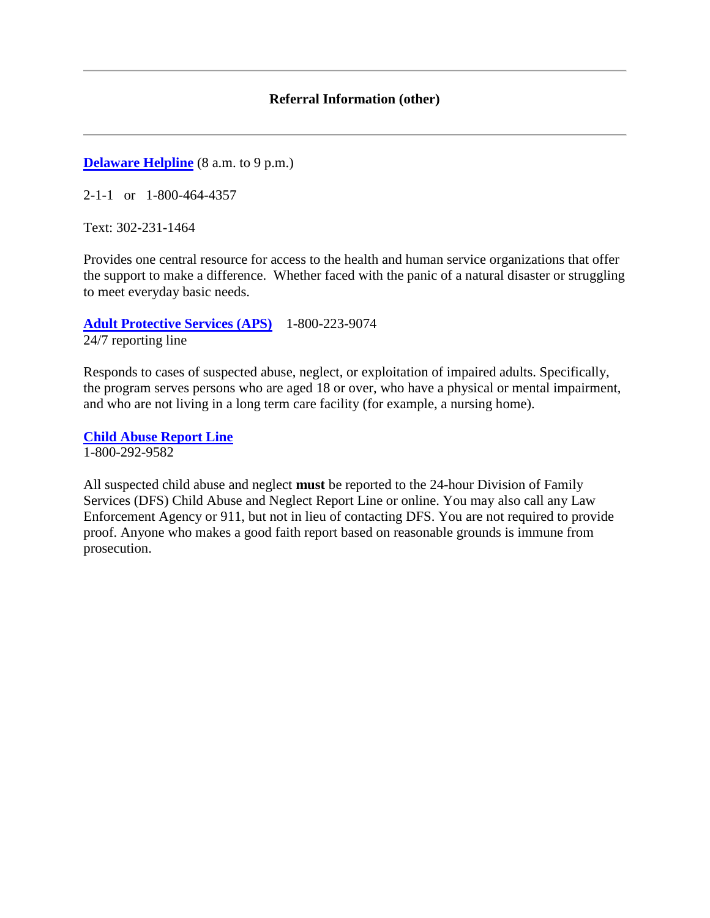---

## Referral Information (other)

---

**Delaware Helpline** (8 a.m. to 9 p.m.)

2-1-1 or 1-800-464-4357

Text: 302-231-1464

Provides one central resource for access to the health and human service organizations that offer the support to make a difference. Whether faced with the panic of a natural disaster or struggling to meet everyday basic needs.

**Adult Protective Services (APS)** 1-800-223-9074
24/7 reporting line

Responds to cases of suspected abuse, neglect, or exploitation of impaired adults. Specifically, the program serves persons who are aged 18 or over, who have a physical or mental impairment, and who are not living in a long term care facility (for example, a nursing home).

**Child Abuse Report Line**
1-800-292-9582

All suspected child abuse and neglect **must** be reported to the 24-hour Division of Family Services (DFS) Child Abuse and Neglect Report Line or online. You may also call any Law Enforcement Agency or 911, but not in lieu of contacting DFS. You are not required to provide proof. Anyone who makes a good faith report based on reasonable grounds is immune from prosecution.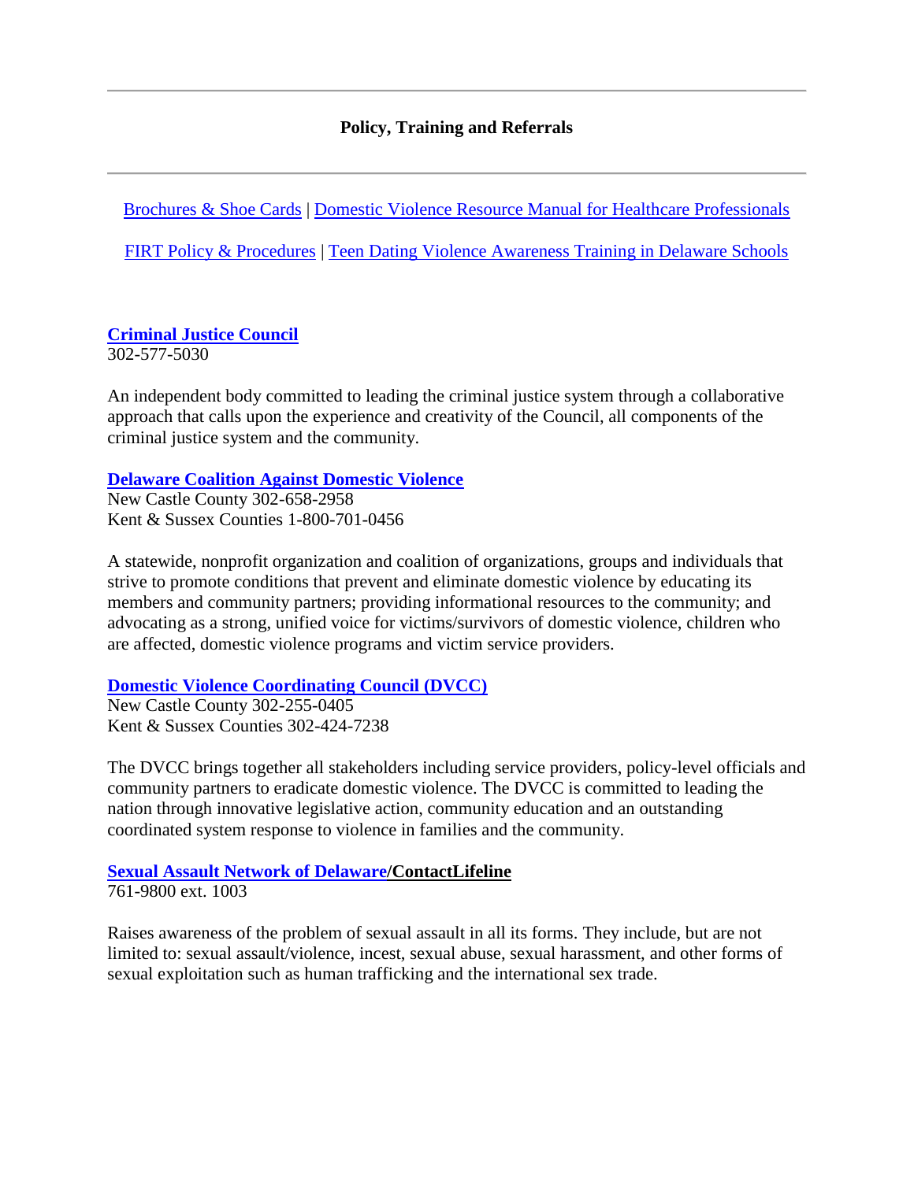**Policy, Training and Referrals**

---

Brochures & Shoe Cards | Domestic Violence Resource Manual for Healthcare Professionals

FIRT Policy & Procedures | Teen Dating Violence Awareness Training in Delaware Schools

**Criminal Justice Council**
302-577-5030

An independent body committed to leading the criminal justice system through a collaborative approach that calls upon the experience and creativity of the Council, all components of the criminal justice system and the community.

**Delaware Coalition Against Domestic Violence**
New Castle County 302-658-2958
Kent & Sussex Counties 1-800-701-0456

A statewide, nonprofit organization and coalition of organizations, groups and individuals that strive to promote conditions that prevent and eliminate domestic violence by educating its members and community partners; providing informational resources to the community; and advocating as a strong, unified voice for victims/survivors of domestic violence, children who are affected, domestic violence programs and victim service providers.

**Domestic Violence Coordinating Council (DVCC)**
New Castle County 302-255-0405
Kent & Sussex Counties 302-424-7238

The DVCC brings together all stakeholders including service providers, policy-level officials and community partners to eradicate domestic violence. The DVCC is committed to leading the nation through innovative legislative action, community education and an outstanding coordinated system response to violence in families and the community.

**Sexual Assault Network of Delaware/ContactLifeline**
761-9800 ext. 1003

Raises awareness of the problem of sexual assault in all its forms. They include, but are not limited to: sexual assault/violence, incest, sexual abuse, sexual harassment, and other forms of sexual exploitation such as human trafficking and the international sex trade.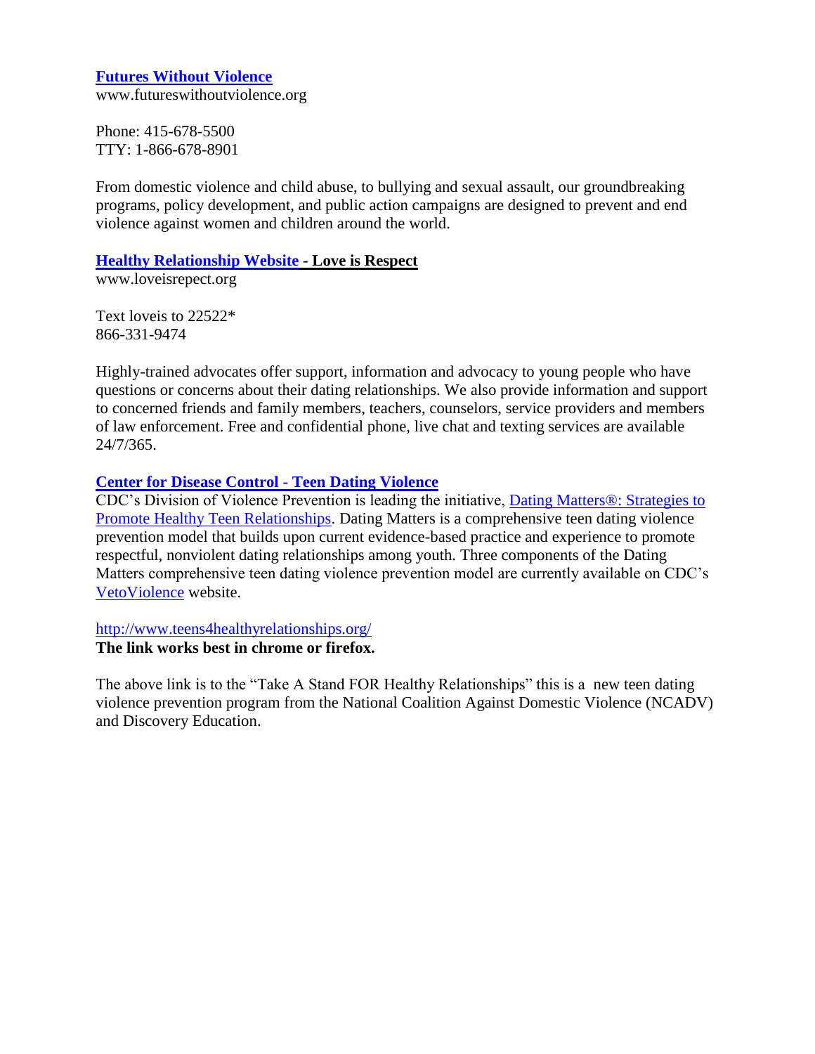**Futures Without Violence**
www.futureswithoutviolence.org

Phone: 415-678-5500
TTY: 1-866-678-8901

From domestic violence and child abuse, to bullying and sexual assault, our groundbreaking programs, policy development, and public action campaigns are designed to prevent and end violence against women and children around the world.

**Healthy Relationship Website - Love is Respect**
www.loveisrepect.org

Text loveis to 22522*
866-331-9474

Highly-trained advocates offer support, information and advocacy to young people who have questions or concerns about their dating relationships. We also provide information and support to concerned friends and family members, teachers, counselors, service providers and members of law enforcement. Free and confidential phone, live chat and texting services are available 24/7/365.

**Center for Disease Control - Teen Dating Violence**
CDC's Division of Violence Prevention is leading the initiative, Dating Matters®: Strategies to Promote Healthy Teen Relationships. Dating Matters is a comprehensive teen dating violence prevention model that builds upon current evidence-based practice and experience to promote respectful, nonviolent dating relationships among youth. Three components of the Dating Matters comprehensive teen dating violence prevention model are currently available on CDC's VetoViolence website.

http://www.teens4healthyrelationships.org/
**The link works best in chrome or firefox.**

The above link is to the "Take A Stand FOR Healthy Relationships" this is a new teen dating violence prevention program from the National Coalition Against Domestic Violence (NCADV) and Discovery Education.